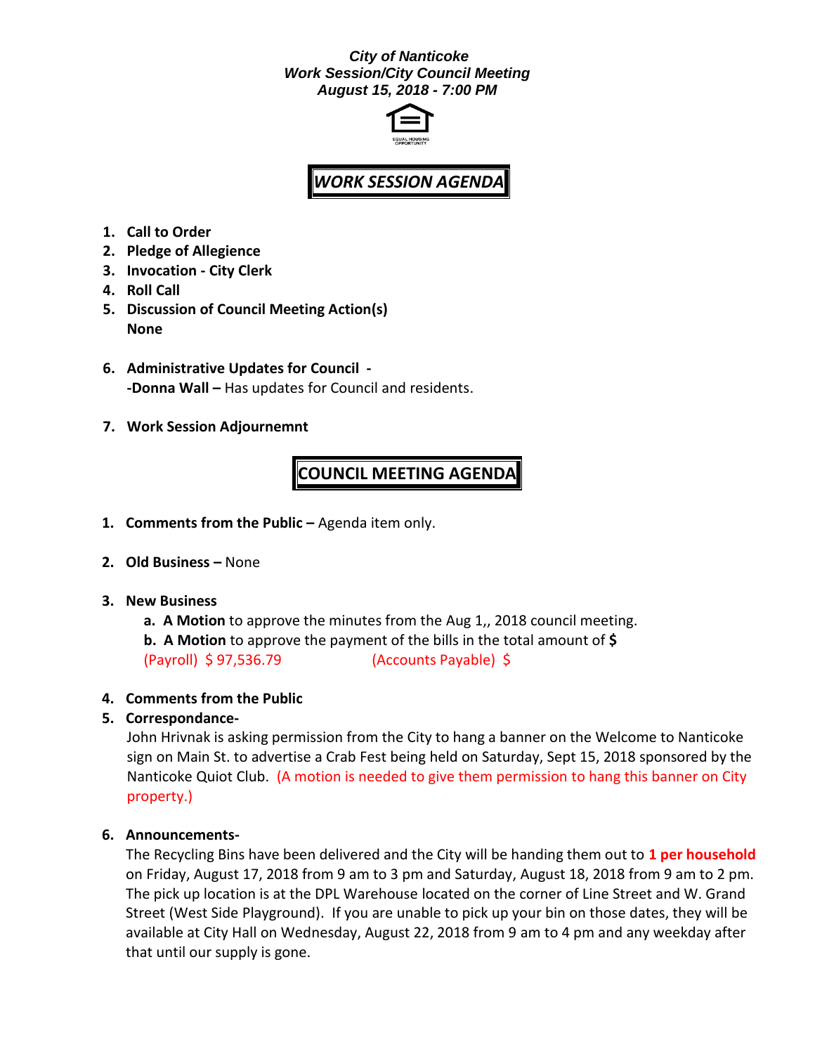***City of Nanticoke***
***Work Session/City Council Meeting***
***August 15, 2018 - 7:00 PM***

EQUAL HOUSING OPPORTUNITY

## *WORK SESSION AGENDA*

1. **Call to Order**
2. **Pledge of Allegience**
3. **Invocation - City Clerk**
4. **Roll Call**
5. **Discussion of Council Meeting Action(s)**
   **None**

6. **Administrative Updates for Council -**
   **-Donna Wall –** Has updates for Council and residents.

7. **Work Session Adjournemnt**

## COUNCIL MEETING AGENDA

1. **Comments from the Public –** Agenda item only.

2. **Old Business –** None

3. **New Business**
   **a. A Motion** to approve the minutes from the Aug 1,, 2018 council meeting.
   **b. A Motion** to approve the payment of the bills in the total amount of **$**
   (Payroll) $ 97,536.79 (Accounts Payable) $

4. **Comments from the Public**
5. **Correspondance-**
   John Hrivnak is asking permission from the City to hang a banner on the Welcome to Nanticoke sign on Main St. to advertise a Crab Fest being held on Saturday, Sept 15, 2018 sponsored by the Nanticoke Quiot Club. (A motion is needed to give them permission to hang this banner on City property.)

6. **Announcements-**
   The Recycling Bins have been delivered and the City will be handing them out to **1 per household** on Friday, August 17, 2018 from 9 am to 3 pm and Saturday, August 18, 2018 from 9 am to 2 pm. The pick up location is at the DPL Warehouse located on the corner of Line Street and W. Grand Street (West Side Playground). If you are unable to pick up your bin on those dates, they will be available at City Hall on Wednesday, August 22, 2018 from 9 am to 4 pm and any weekday after that until our supply is gone.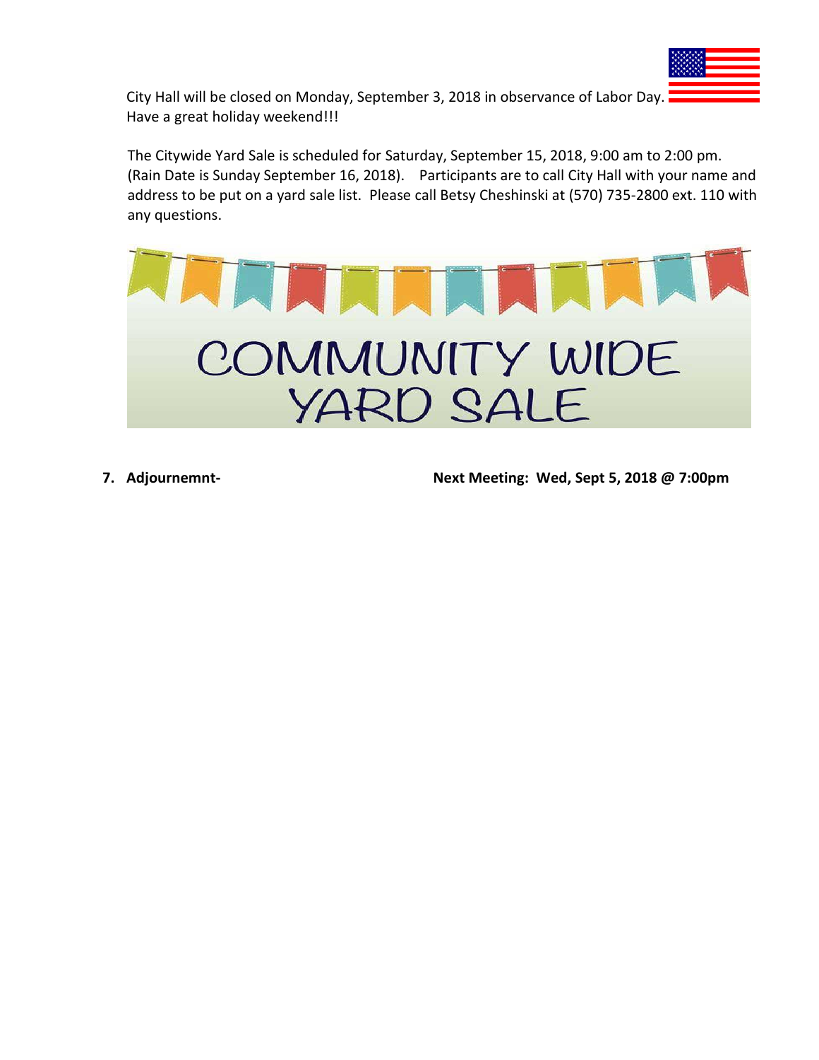City Hall will be closed on Monday, September 3, 2018 in observance of Labor Day.
Have a great holiday weekend!!!

The Citywide Yard Sale is scheduled for Saturday, September 15, 2018, 9:00 am to 2:00 pm. (Rain Date is Sunday September 16, 2018). Participants are to call City Hall with your name and address to be put on a yard sale list. Please call Betsy Cheshinski at (570) 735-2800 ext. 110 with any questions.

COMMUNITY WIDE
YARD SALE

**7. Adjournemnt-** **Next Meeting: Wed, Sept 5, 2018 @ 7:00pm**